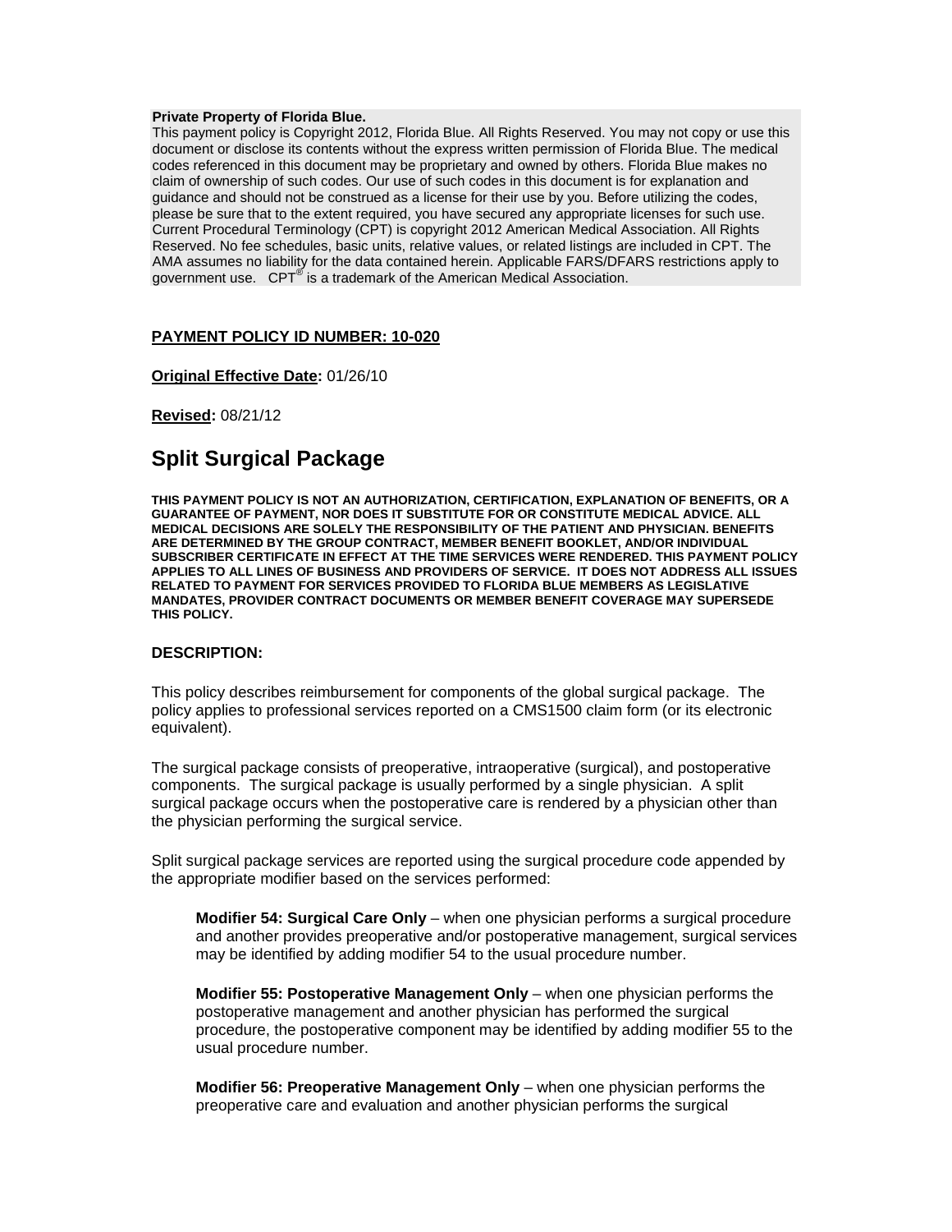**Private Property of Florida Blue.**
This payment policy is Copyright 2012, Florida Blue. All Rights Reserved. You may not copy or use this document or disclose its contents without the express written permission of Florida Blue. The medical codes referenced in this document may be proprietary and owned by others. Florida Blue makes no claim of ownership of such codes. Our use of such codes in this document is for explanation and guidance and should not be construed as a license for their use by you. Before utilizing the codes, please be sure that to the extent required, you have secured any appropriate licenses for such use. Current Procedural Terminology (CPT) is copyright 2012 American Medical Association. All Rights Reserved. No fee schedules, basic units, relative values, or related listings are included in CPT. The AMA assumes no liability for the data contained herein. Applicable FARS/DFARS restrictions apply to government use. CPT® is a trademark of the American Medical Association.

**PAYMENT POLICY ID NUMBER: 10-020**

**Original Effective Date:** 01/26/10

**Revised:** 08/21/12

# Split Surgical Package

**THIS PAYMENT POLICY IS NOT AN AUTHORIZATION, CERTIFICATION, EXPLANATION OF BENEFITS, OR A GUARANTEE OF PAYMENT, NOR DOES IT SUBSTITUTE FOR OR CONSTITUTE MEDICAL ADVICE. ALL MEDICAL DECISIONS ARE SOLELY THE RESPONSIBILITY OF THE PATIENT AND PHYSICIAN. BENEFITS ARE DETERMINED BY THE GROUP CONTRACT, MEMBER BENEFIT BOOKLET, AND/OR INDIVIDUAL SUBSCRIBER CERTIFICATE IN EFFECT AT THE TIME SERVICES WERE RENDERED. THIS PAYMENT POLICY APPLIES TO ALL LINES OF BUSINESS AND PROVIDERS OF SERVICE. IT DOES NOT ADDRESS ALL ISSUES RELATED TO PAYMENT FOR SERVICES PROVIDED TO FLORIDA BLUE MEMBERS AS LEGISLATIVE MANDATES, PROVIDER CONTRACT DOCUMENTS OR MEMBER BENEFIT COVERAGE MAY SUPERSEDE THIS POLICY.**

## DESCRIPTION:

This policy describes reimbursement for components of the global surgical package. The policy applies to professional services reported on a CMS1500 claim form (or its electronic equivalent).

The surgical package consists of preoperative, intraoperative (surgical), and postoperative components. The surgical package is usually performed by a single physician. A split surgical package occurs when the postoperative care is rendered by a physician other than the physician performing the surgical service.

Split surgical package services are reported using the surgical procedure code appended by the appropriate modifier based on the services performed:

> **Modifier 54: Surgical Care Only** – when one physician performs a surgical procedure and another provides preoperative and/or postoperative management, surgical services may be identified by adding modifier 54 to the usual procedure number.
>
> **Modifier 55: Postoperative Management Only** – when one physician performs the postoperative management and another physician has performed the surgical procedure, the postoperative component may be identified by adding modifier 55 to the usual procedure number.
>
> **Modifier 56: Preoperative Management Only** – when one physician performs the preoperative care and evaluation and another physician performs the surgical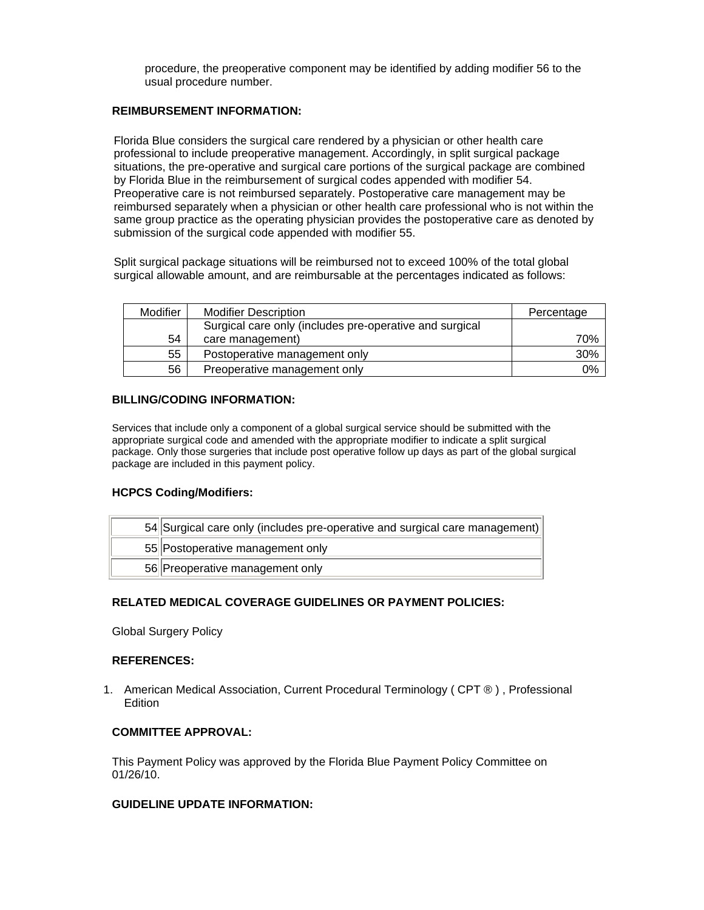procedure, the preoperative component may be identified by adding modifier 56 to the usual procedure number.

**REIMBURSEMENT INFORMATION:**

Florida Blue considers the surgical care rendered by a physician or other health care professional to include preoperative management. Accordingly, in split surgical package situations, the pre-operative and surgical care portions of the surgical package are combined by Florida Blue in the reimbursement of surgical codes appended with modifier 54. Preoperative care is not reimbursed separately. Postoperative care management may be reimbursed separately when a physician or other health care professional who is not within the same group practice as the operating physician provides the postoperative care as denoted by submission of the surgical code appended with modifier 55.

Split surgical package situations will be reimbursed not to exceed 100% of the total global surgical allowable amount, and are reimbursable at the percentages indicated as follows:

| Modifier | Modifier Description | Percentage |
|---|---|---|
| 54 | Surgical care only (includes pre-operative and surgical care management) | 70% |
| 55 | Postoperative management only | 30% |
| 56 | Preoperative management only | 0% |

**BILLING/CODING INFORMATION:**

Services that include only a component of a global surgical service should be submitted with the appropriate surgical code and amended with the appropriate modifier to indicate a split surgical package. Only those surgeries that include post operative follow up days as part of the global surgical package are included in this payment policy.

**HCPCS Coding/Modifiers:**

| | |
|---|---|
| 54 | Surgical care only (includes pre-operative and surgical care management) |
| 55 | Postoperative management only |
| 56 | Preoperative management only |

**RELATED MEDICAL COVERAGE GUIDELINES OR PAYMENT POLICIES:**

Global Surgery Policy

**REFERENCES:**

1. American Medical Association, Current Procedural Terminology ( CPT ® ) , Professional Edition

**COMMITTEE APPROVAL:**

This Payment Policy was approved by the Florida Blue Payment Policy Committee on 01/26/10.

**GUIDELINE UPDATE INFORMATION:**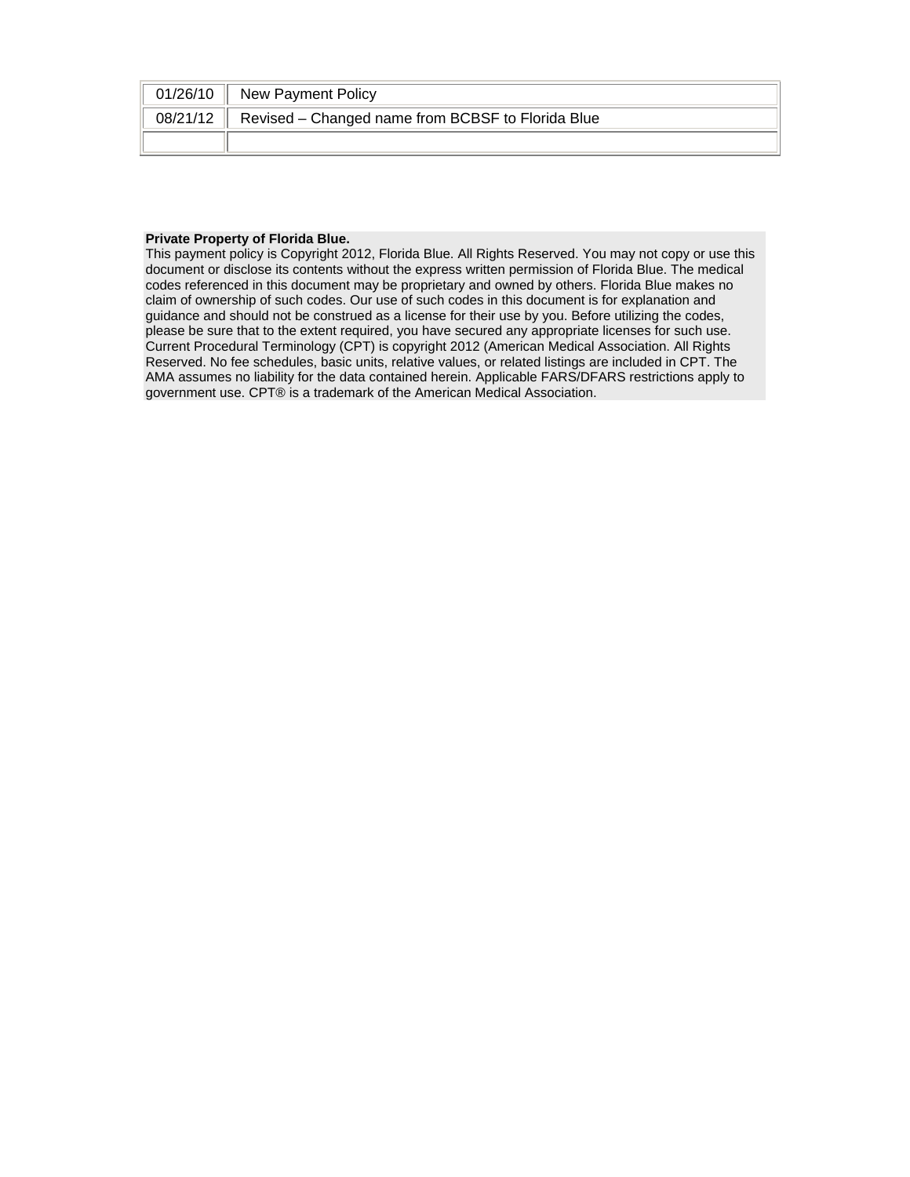| | |
|---|---|
| 01/26/10 | New Payment Policy |
| 08/21/12 | Revised – Changed name from BCBSF to Florida Blue |
| | |

**Private Property of Florida Blue.**
This payment policy is Copyright 2012, Florida Blue. All Rights Reserved. You may not copy or use this document or disclose its contents without the express written permission of Florida Blue. The medical codes referenced in this document may be proprietary and owned by others. Florida Blue makes no claim of ownership of such codes. Our use of such codes in this document is for explanation and guidance and should not be construed as a license for their use by you. Before utilizing the codes, please be sure that to the extent required, you have secured any appropriate licenses for such use. Current Procedural Terminology (CPT) is copyright 2012 (American Medical Association. All Rights Reserved. No fee schedules, basic units, relative values, or related listings are included in CPT. The AMA assumes no liability for the data contained herein. Applicable FARS/DFARS restrictions apply to government use. CPT® is a trademark of the American Medical Association.